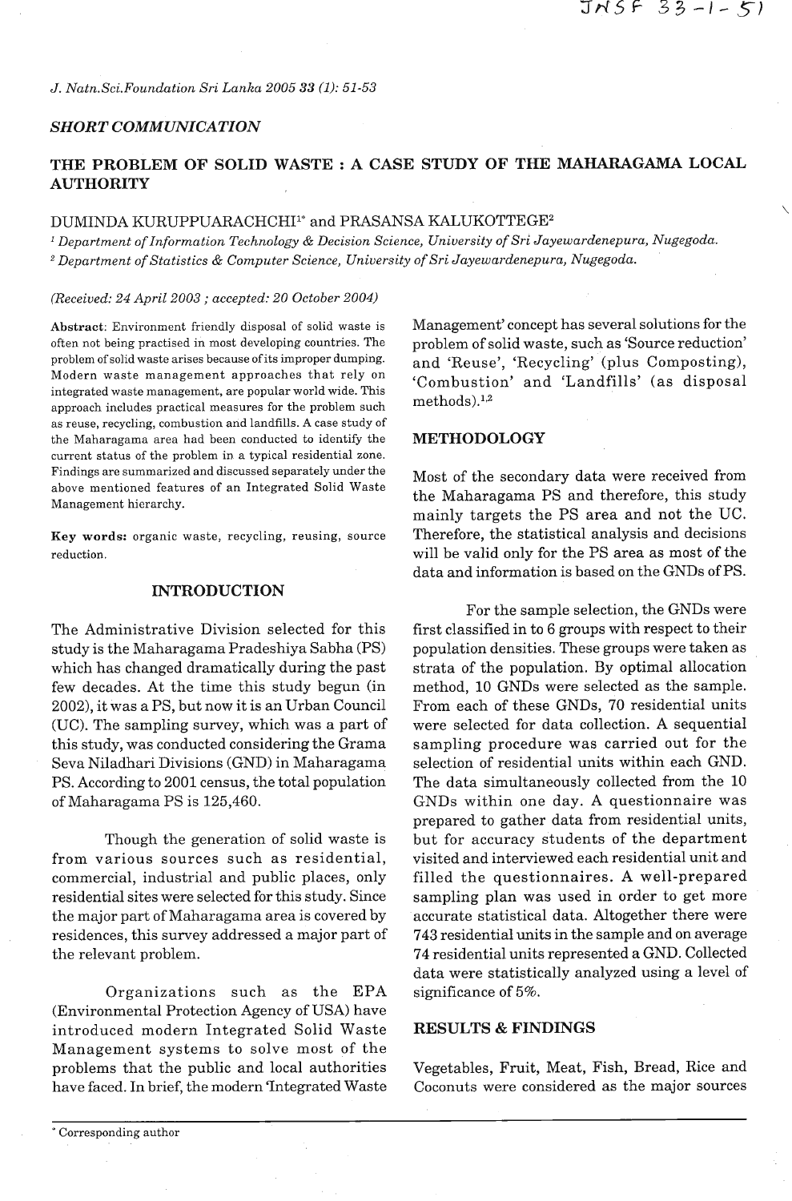*SHORT COMMUNICATION*

# THE PROBLEM OF SOLID WASTE : A CASE STUDY OF THE MAHARAGAMA LOCAL AUTHORITY

DUMINDA KURUPPUARACHCHI[1*] and PRASANSA KALUKOTTEGE[2]

[1] *Department of Information Technology & Decision Science, University of Sri Jayewardenepura, Nugegoda.*
[2] *Department of Statistics & Computer Science, University of Sri Jayewardenepura, Nugegoda.*

*(Received: 24 April 2003 ; accepted: 20 October 2004)*

**Abstract**: Environment friendly disposal of solid waste is often not being practised in most developing countries. The problem of solid waste arises because of its improper dumping. Modern waste management approaches that rely on integrated waste management, are popular world wide. This approach includes practical measures for the problem such as reuse, recycling, combustion and landfills. A case study of the Maharagama area had been conducted to identify the current status of the problem in a typical residential zone. Findings are summarized and discussed separately under the above mentioned features of an Integrated Solid Waste Management hierarchy.

**Key words:** organic waste, recycling, reusing, source reduction.

## INTRODUCTION

The Administrative Division selected for this study is the Maharagama Pradeshiya Sabha (PS) which has changed dramatically during the past few decades. At the time this study begun (in 2002), it was a PS, but now it is an Urban Council (UC). The sampling survey, which was a part of this study, was conducted considering the Grama Seva Niladhari Divisions (GND) in Maharagama PS. According to 2001 census, the total population of Maharagama PS is 125,460.

Though the generation of solid waste is from various sources such as residential, commercial, industrial and public places, only residential sites were selected for this study. Since the major part of Maharagama area is covered by residences, this survey addressed a major part of the relevant problem.

Organizations such as the EPA (Environmental Protection Agency of USA) have introduced modern Integrated Solid Waste Management systems to solve most of the problems that the public and local authorities have faced. In brief, the modern 'Integrated Waste Management' concept has several solutions for the problem of solid waste, such as 'Source reduction' and 'Reuse', 'Recycling' (plus Composting), 'Combustion' and 'Landfills' (as disposal methods).[1,2]

## METHODOLOGY

Most of the secondary data were received from the Maharagama PS and therefore, this study mainly targets the PS area and not the UC. Therefore, the statistical analysis and decisions will be valid only for the PS area as most of the data and information is based on the GNDs of PS.

For the sample selection, the GNDs were first classified in to 6 groups with respect to their population densities. These groups were taken as strata of the population. By optimal allocation method, 10 GNDs were selected as the sample. From each of these GNDs, 70 residential units were selected for data collection. A sequential sampling procedure was carried out for the selection of residential units within each GND. The data simultaneously collected from the 10 GNDs within one day. A questionnaire was prepared to gather data from residential units, but for accuracy students of the department visited and interviewed each residential unit and filled the questionnaires. A well-prepared sampling plan was used in order to get more accurate statistical data. Altogether there were 743 residential units in the sample and on average 74 residential units represented a GND. Collected data were statistically analyzed using a level of significance of 5%.

## RESULTS & FINDINGS

Vegetables, Fruit, Meat, Fish, Bread, Rice and Coconuts were considered as the major sources

\* Corresponding author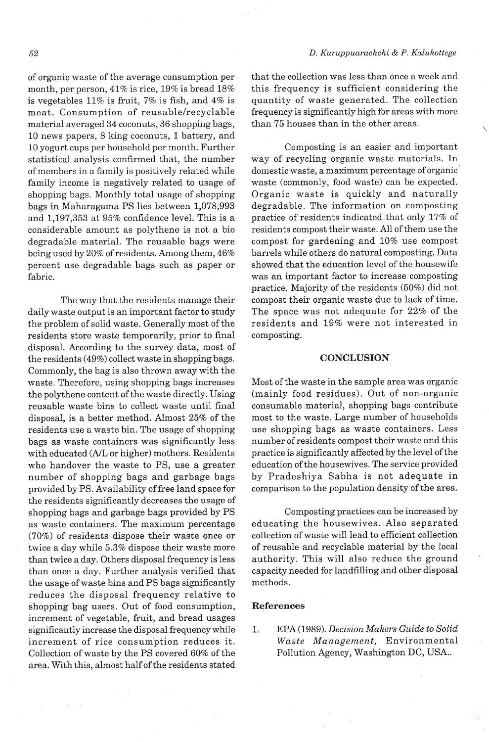of organic waste of the average consumption per month, per person, 41% is rice, 19% is bread 18% is vegetables 11% is fruit, 7% is fish, and 4% is meat. Consumption of reusable/recyclable material averaged 34 coconuts, 36 shopping bags, 10 news papers, 8 king coconuts, 1 battery, and 10 yogurt cups per household per month. Further statistical analysis confirmed that, the number of members in a family is positively related while family income is negatively related to usage of shopping bags. Monthly total usage of shopping bags in Maharagama PS lies between 1,078,993 and 1,197,353 at 95% confidence level. This is a considerable amount as polythene is not a bio degradable material. The reusable bags were being used by 20% of residents. Among them, 46% percent use degradable bags such as paper or fabric.

The way that the residents manage their daily waste output is an important factor to study the problem of solid waste. Generally most of the residents store waste temporarily, prior to final disposal. According to the survey data, most of the residents (49%) collect waste in shopping bags. Commonly, the bag is also thrown away with the waste. Therefore, using shopping bags increases the polythene content of the waste directly. Using reusable waste bins to collect waste until final disposal, is a better method. Almost 25% of the residents use a waste bin. The usage of shopping bags as waste containers was significantly less with educated (A/L or higher) mothers. Residents who handover the waste to PS, use a greater number of shopping bags and garbage bags provided by PS. Availability of free land space for the residents significantly decreases the usage of shopping bags and garbage bags provided by PS as waste containers. The maximum percentage (70%) of residents dispose their waste once or twice a day while 5.3% dispose their waste more than twice a day. Others disposal frequency is less than once a day. Further analysis verified that the usage of waste bins and PS bags significantly reduces the disposal frequency relative to shopping bag users. Out of food consumption, increment of vegetable, fruit, and bread usages significantly increase the disposal frequency while increment of rice consumption reduces it. Collection of waste by the PS covered 60% of the area. With this, almost half of the residents stated that the collection was less than once a week and this frequency is sufficient considering the quantity of waste generated. The collection frequency is significantly high for areas with more than 75 houses than in the other areas.

Composting is an easier and important way of recycling organic waste materials. In domestic waste, a maximum percentage of organic waste (commonly, food waste) can be expected. Organic waste is quickly and naturally degradable. The information on composting practice of residents indicated that only 17% of residents compost their waste. All of them use the compost for gardening and 10% use compost barrels while others do natural composting. Data showed that the education level of the housewife was an important factor to increase composting practice. Majority of the residents (50%) did not compost their organic waste due to lack of time. The space was not adequate for 22% of the residents and 19% were not interested in composting.

## CONCLUSION

Most of the waste in the sample area was organic (mainly food residues). Out of non-organic consumable material, shopping bags contribute most to the waste. Large number of households use shopping bags as waste containers. Less number of residents compost their waste and this practice is significantly affected by the level of the education of the housewives. The service provided by Pradeshiya Sabha is not adequate in comparison to the population density of the area.

Composting practices can be increased by educating the housewives. Also separated collection of waste will lead to efficient collection of reusable and recyclable material by the local authority. This will also reduce the ground capacity needed for landfilling and other disposal methods.

### References

1. EPA (1989). *Decision Makers Guide to Solid Waste Management,* Environmental Pollution Agency, Washington DC, USA..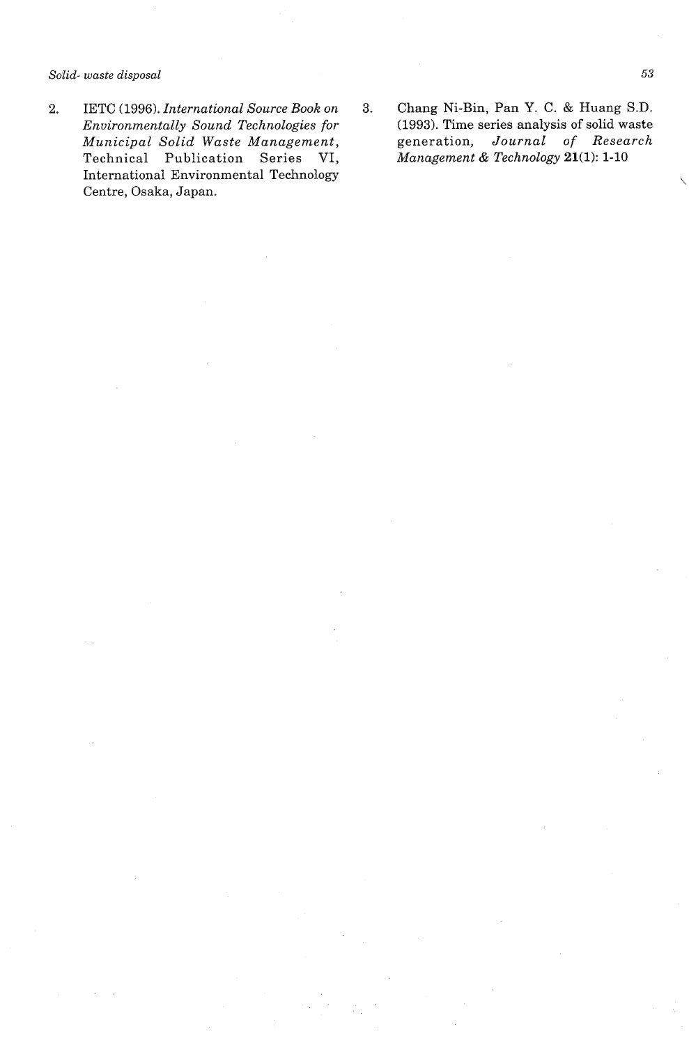2. IETC (1996). *International Source Book on Environmentally Sound Technologies for Municipal Solid Waste Management*, Technical Publication Series VI, International Environmental Technology Centre, Osaka, Japan.

3. Chang Ni-Bin, Pan Y. C. & Huang S.D. (1993). Time series analysis of solid waste generation, *Journal of Research Management & Technology* **21**(1): 1-10